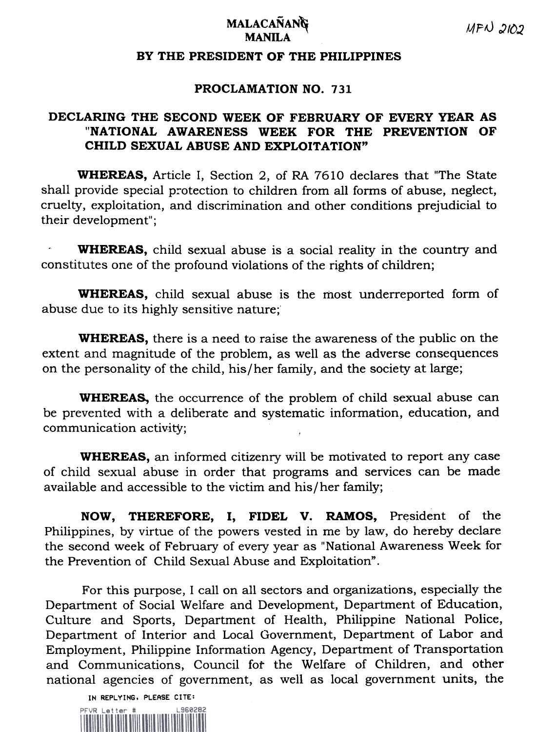MALACAÑANG
MANILA

MFN 2102

## BY THE PRESIDENT OF THE PHILIPPINES

## PROCLAMATION NO. 731

## DECLARING THE SECOND WEEK OF FEBRUARY OF EVERY YEAR AS "NATIONAL AWARENESS WEEK FOR THE PREVENTION OF CHILD SEXUAL ABUSE AND EXPLOITATION"

**WHEREAS,** Article I, Section 2, of RA 7610 declares that "The State shall provide special protection to children from all forms of abuse, neglect, cruelty, exploitation, and discrimination and other conditions prejudicial to their development";

**WHEREAS,** child sexual abuse is a social reality in the country and constitutes one of the profound violations of the rights of children;

**WHEREAS,** child sexual abuse is the most underreported form of abuse due to its highly sensitive nature;

**WHEREAS,** there is a need to raise the awareness of the public on the extent and magnitude of the problem, as well as the adverse consequences on the personality of the child, his/her family, and the society at large;

**WHEREAS,** the occurrence of the problem of child sexual abuse can be prevented with a deliberate and systematic information, education, and communication activity;

**WHEREAS,** an informed citizenry will be motivated to report any case of child sexual abuse in order that programs and services can be made available and accessible to the victim and his/her family;

**NOW, THEREFORE, I, FIDEL V. RAMOS,** President of the Philippines, by virtue of the powers vested in me by law, do hereby declare the second week of February of every year as "National Awareness Week for the Prevention of Child Sexual Abuse and Exploitation".

For this purpose, I call on all sectors and organizations, especially the Department of Social Welfare and Development, Department of Education, Culture and Sports, Department of Health, Philippine National Police, Department of Interior and Local Government, Department of Labor and Employment, Philippine Information Agency, Department of Transportation and Communications, Council for the Welfare of Children, and other national agencies of government, as well as local government units, the

IN REPLYING, PLEASE CITE:
PFVR Letter # L960282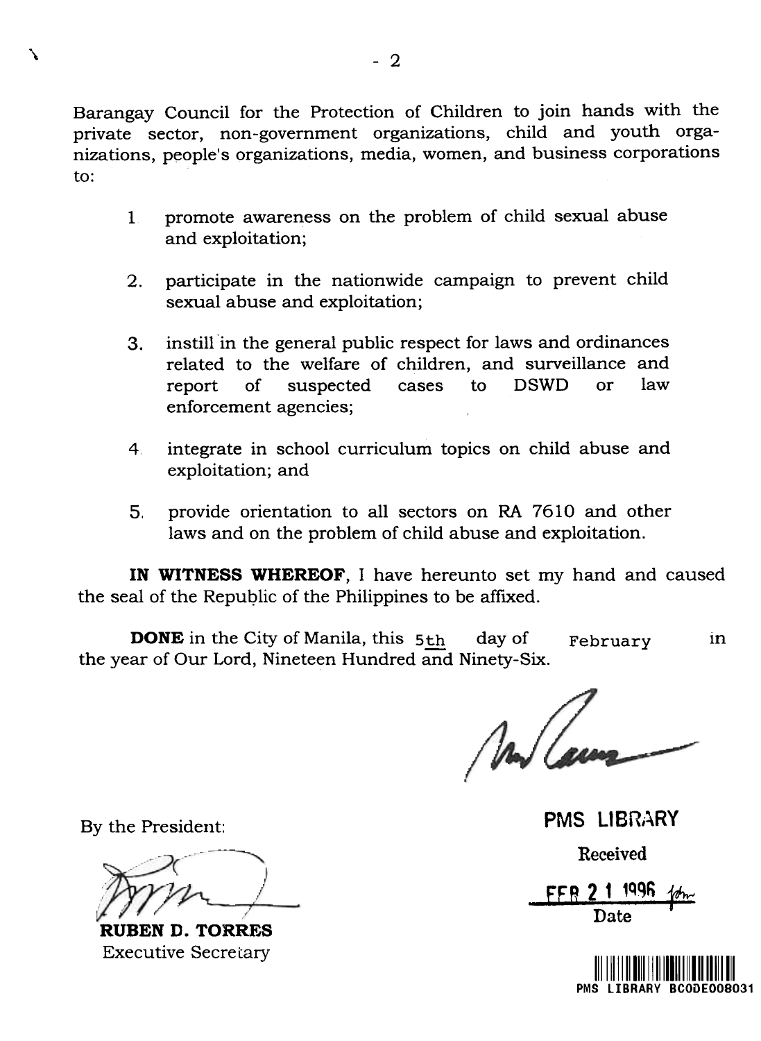Barangay Council for the Protection of Children to join hands with the private sector, non-government organizations, child and youth organizations, people's organizations, media, women, and business corporations to:

1. promote awareness on the problem of child sexual abuse and exploitation;

2. participate in the nationwide campaign to prevent child sexual abuse and exploitation;

3. instill in the general public respect for laws and ordinances related to the welfare of children, and surveillance and report of suspected cases to DSWD or law enforcement agencies;

4. integrate in school curriculum topics on child abuse and exploitation; and

5. provide orientation to all sectors on RA 7610 and other laws and on the problem of child abuse and exploitation.

**IN WITNESS WHEREOF**, I have hereunto set my hand and caused the seal of the Republic of the Philippines to be affixed.

**DONE** in the City of Manila, this 5th day of February in the year of Our Lord, Nineteen Hundred and Ninety-Six.

By the President:

**RUBEN D. TORRES**
Executive Secretary

PMS LIBRARY
Received
FEB 21 1996
Date

PMS LIBRARY BCODE008031